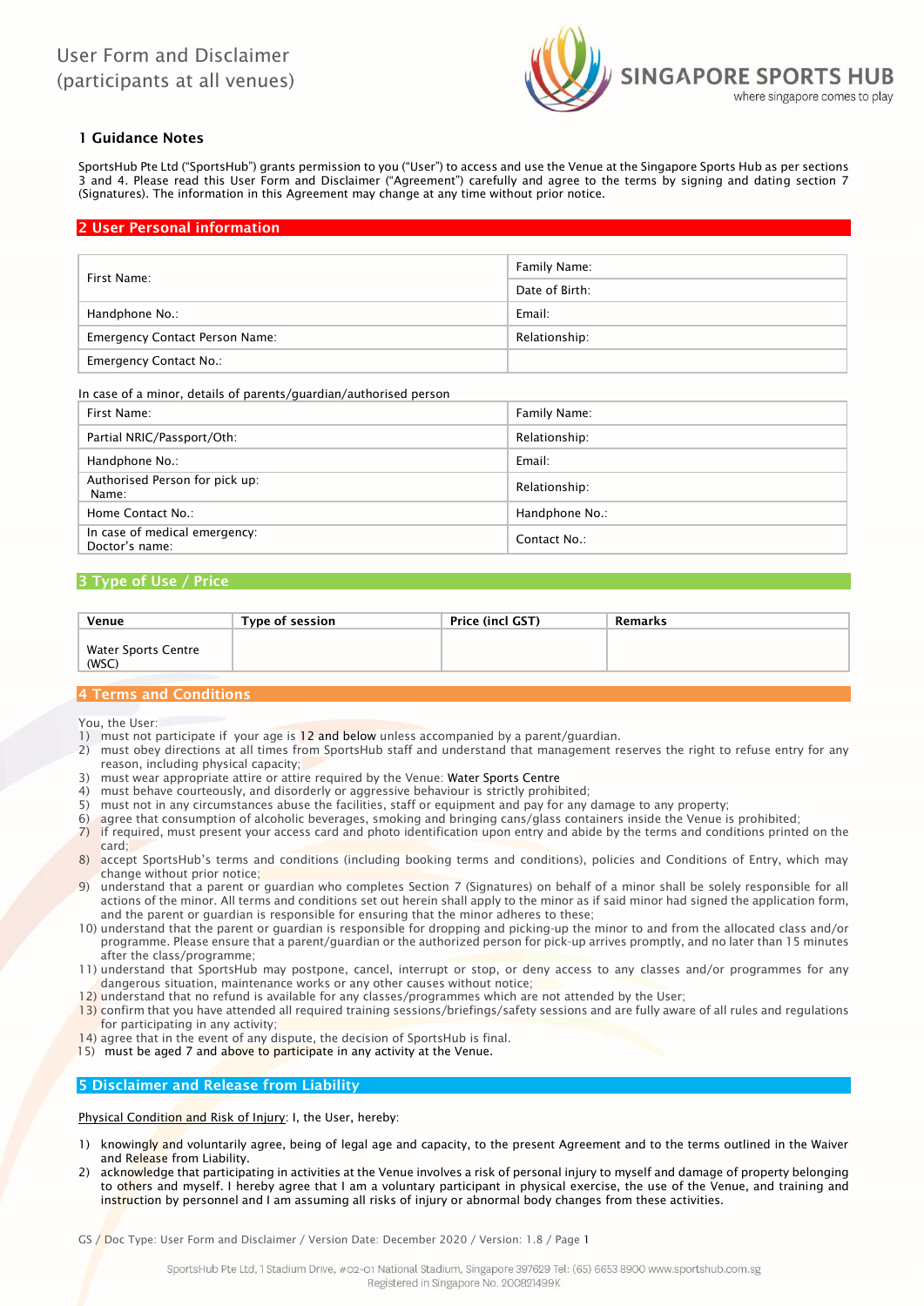# User Form and Disclaimer (participants at all venues)

SINGAPORE SPORTS HUB
where singapore comes to play

## 1 Guidance Notes

SportsHub Pte Ltd ("SportsHub") grants permission to you ("User") to access and use the Venue at the Singapore Sports Hub as per sections 3 and 4. Please read this User Form and Disclaimer ("Agreement") carefully and agree to the terms by signing and dating section 7 (Signatures). The information in this Agreement may change at any time without prior notice.

## 2 User Personal information

| | |
|---|---|
| First Name: | Family Name: |
| | Date of Birth: |
| Handphone No.: | Email: |
| Emergency Contact Person Name: | Relationship: |
| Emergency Contact No.: | |

In case of a minor, details of parents/guardian/authorised person

| | |
|---|---|
| First Name: | Family Name: |
| Partial NRIC/Passport/Oth: | Relationship: |
| Handphone No.: | Email: |
| Authorised Person for pick up: Name: | Relationship: |
| Home Contact No.: | Handphone No.: |
| In case of medical emergency: Doctor's name: | Contact No.: |

## 3 Type of Use / Price

| Venue | Type of session | Price (incl GST) | Remarks |
|---|---|---|---|
| Water Sports Centre (WSC) | | | |

## 4 Terms and Conditions

You, the User:

1) must not participate if your age is 12 and below unless accompanied by a parent/guardian.
2) must obey directions at all times from SportsHub staff and understand that management reserves the right to refuse entry for any reason, including physical capacity;
3) must wear appropriate attire or attire required by the Venue: Water Sports Centre
4) must behave courteously, and disorderly or aggressive behaviour is strictly prohibited;
5) must not in any circumstances abuse the facilities, staff or equipment and pay for any damage to any property;
6) agree that consumption of alcoholic beverages, smoking and bringing cans/glass containers inside the Venue is prohibited;
7) if required, must present your access card and photo identification upon entry and abide by the terms and conditions printed on the card;
8) accept SportsHub's terms and conditions (including booking terms and conditions), policies and Conditions of Entry, which may change without prior notice;
9) understand that a parent or guardian who completes Section 7 (Signatures) on behalf of a minor shall be solely responsible for all actions of the minor. All terms and conditions set out herein shall apply to the minor as if said minor had signed the application form, and the parent or guardian is responsible for ensuring that the minor adheres to these;
10) understand that the parent or guardian is responsible for dropping and picking-up the minor to and from the allocated class and/or programme. Please ensure that a parent/guardian or the authorized person for pick-up arrives promptly, and no later than 15 minutes after the class/programme;
11) understand that SportsHub may postpone, cancel, interrupt or stop, or deny access to any classes and/or programmes for any dangerous situation, maintenance works or any other causes without notice;
12) understand that no refund is available for any classes/programmes which are not attended by the User;
13) confirm that you have attended all required training sessions/briefings/safety sessions and are fully aware of all rules and regulations for participating in any activity;
14) agree that in the event of any dispute, the decision of SportsHub is final.
15) must be aged 7 and above to participate in any activity at the Venue.

## 5 Disclaimer and Release from Liability

Physical Condition and Risk of Injury: I, the User, hereby:

1) knowingly and voluntarily agree, being of legal age and capacity, to the present Agreement and to the terms outlined in the Waiver and Release from Liability.
2) acknowledge that participating in activities at the Venue involves a risk of personal injury to myself and damage of property belonging to others and myself. I hereby agree that I am a voluntary participant in physical exercise, the use of the Venue, and training and instruction by personnel and I am assuming all risks of injury or abnormal body changes from these activities.

GS / Doc Type: User Form and Disclaimer / Version Date: December 2020 / Version: 1.8

SportsHub Pte Ltd, 1 Stadium Drive, #02-01 National Stadium, Singapore 397629 Tel: (65) 6653 8900 www.sportshub.com.sg
Registered in Singapore No. 200821499K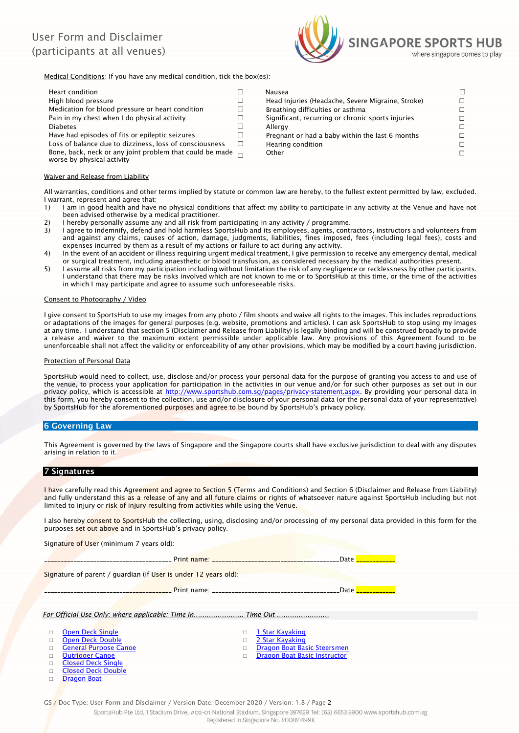# User Form and Disclaimer (participants at all venues)

Medical Conditions: If you have any medical condition, tick the box(es):

| | | | |
|---|---|---|---|
| Heart condition | ☐ | Nausea | ☐ |
| High blood pressure | ☐ | Head Injuries (Headache, Severe Migraine, Stroke) | ☐ |
| Medication for blood pressure or heart condition | ☐ | Breathing difficulties or asthma | ☐ |
| Pain in my chest when I do physical activity | ☐ | Significant, recurring or chronic sports injuries | ☐ |
| Diabetes | ☐ | Allergy | ☐ |
| Have had episodes of fits or epileptic seizures | ☐ | Pregnant or had a baby within the last 6 months | ☐ |
| Loss of balance due to dizziness, loss of consciousness | ☐ | Hearing condition | ☐ |
| Bone, back, neck or any joint problem that could be made worse by physical activity | ☐ | Other | ☐ |

Waiver and Release from Liability

All warranties, conditions and other terms implied by statute or common law are hereby, to the fullest extent permitted by law, excluded. I warrant, represent and agree that:

1) I am in good health and have no physical conditions that affect my ability to participate in any activity at the Venue and have not been advised otherwise by a medical practitioner.
2) I hereby personally assume any and all risk from participating in any activity / programme.
3) I agree to indemnify, defend and hold harmless SportsHub and its employees, agents, contractors, instructors and volunteers from and against any claims, causes of action, damage, judgments, liabilities, fines imposed, fees (including legal fees), costs and expenses incurred by them as a result of my actions or failure to act during any activity.
4) In the event of an accident or illness requiring urgent medical treatment, I give permission to receive any emergency dental, medical or surgical treatment, including anaesthetic or blood transfusion, as considered necessary by the medical authorities present.
5) I assume all risks from my participation including without limitation the risk of any negligence or recklessness by other participants. I understand that there may be risks involved which are not known to me or to SportsHub at this time, or the time of the activities in which I may participate and agree to assume such unforeseeable risks.

Consent to Photography / Video

I give consent to SportsHub to use my images from any photo / film shoots and waive all rights to the images. This includes reproductions or adaptations of the images for general purposes (e.g. website, promotions and articles). I can ask SportsHub to stop using my images at any time. I understand that section 5 (Disclaimer and Release from Liability) is legally binding and will be construed broadly to provide a release and waiver to the maximum extent permissible under applicable law. Any provisions of this Agreement found to be unenforceable shall not affect the validity or enforceability of any other provisions, which may be modified by a court having jurisdiction.

Protection of Personal Data

SportsHub would need to collect, use, disclose and/or process your personal data for the purpose of granting you access to and use of the venue, to process your application for participation in the activities in our venue and/or for such other purposes as set out in our privacy policy, which is accessible at http://www.sportshub.com.sg/pages/privacy-statement.aspx. By providing your personal data in this form, you hereby consent to the collection, use and/or disclosure of your personal data (or the personal data of your representative) by SportsHub for the aforementioned purposes and agree to be bound by SportsHub's privacy policy.

## 6 Governing Law

This Agreement is governed by the laws of Singapore and the Singapore courts shall have exclusive jurisdiction to deal with any disputes arising in relation to it.

## 7 Signatures

I have carefully read this Agreement and agree to Section 5 (Terms and Conditions) and Section 6 (Disclaimer and Release from Liability) and fully understand this as a release of any and all future claims or rights of whatsoever nature against SportsHub including but not limited to injury or risk of injury resulting from activities while using the Venue.

I also hereby consent to SportsHub the collecting, using, disclosing and/or processing of my personal data provided in this form for the purposes set out above and in SportsHub's privacy policy.

Signature of User (minimum 7 years old):

_______________________________ Print name: _______________________________Date ___________

Signature of parent / guardian (if User is under 12 years old):

_______________________________ Print name: _______________________________Date ___________

*For Official Use Only: where applicable: Time In...................... Time Out .......................*

- ☐ Open Deck Single
- ☐ Open Deck Double
- ☐ General Purpose Canoe
- ☐ Outrigger Canoe
- ☐ Closed Deck Single
- ☐ Closed Deck Double
- ☐ Dragon Boat
- ☐ 1 Star Kayaking
- ☐ 2 Star Kayaking
- ☐ Dragon Boat Basic Steersmen
- ☐ Dragon Boat Basic Instructor

GS / Doc Type: User Form and Disclaimer / Version Date: December 2020 / Version: 1.8 / Page 2

SportsHub Pte Ltd, 1 Stadium Drive, #02-01 National Stadium, Singapore 397629 Tel: (65) 6653 8900 www.sportshub.com.sg
Registered in Singapore No. 200821499K